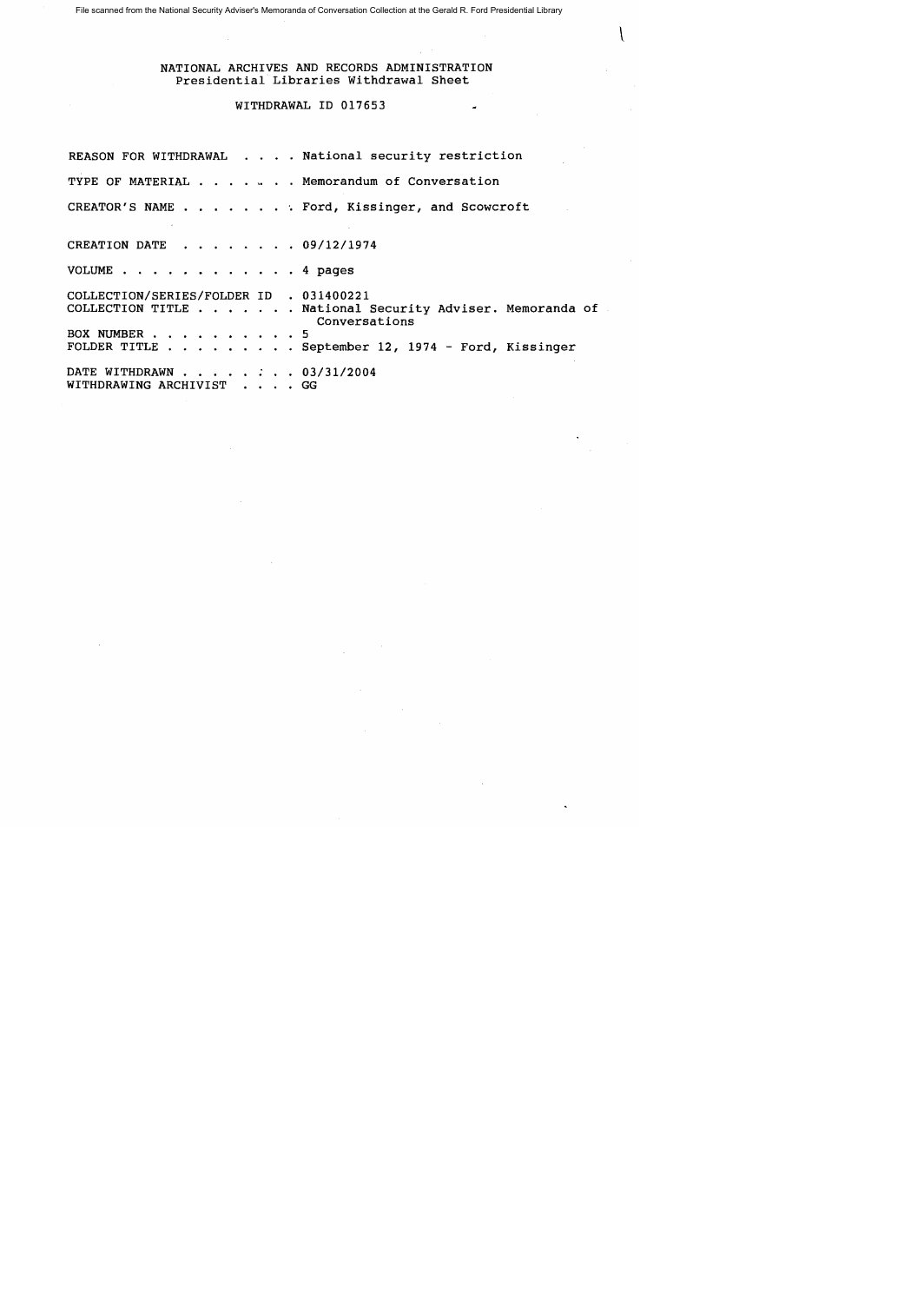File scanned from the National Security Adviser's Memoranda of Conversation Collection at the Gerald R. Ford Presidential Library

# NATIONAL ARCHIVES AND RECORDS ADMINISTRATION
## Presidential Libraries Withdrawal Sheet

### WITHDRAWAL ID 017653

REASON FOR WITHDRAWAL . . . . National security restriction

TYPE OF MATERIAL . . . . . . . Memorandum of Conversation

CREATOR'S NAME . . . . . . . . Ford, Kissinger, and Scowcroft

CREATION DATE . . . . . . . . 09/12/1974

VOLUME . . . . . . . . . . . . 4 pages

COLLECTION/SERIES/FOLDER ID . 031400221
COLLECTION TITLE . . . . . . . National Security Adviser. Memoranda of Conversations
BOX NUMBER . . . . . . . . . . 5
FOLDER TITLE . . . . . . . . . September 12, 1974 - Ford, Kissinger

DATE WITHDRAWN . . . . . . . . 03/31/2004
WITHDRAWING ARCHIVIST . . . . GG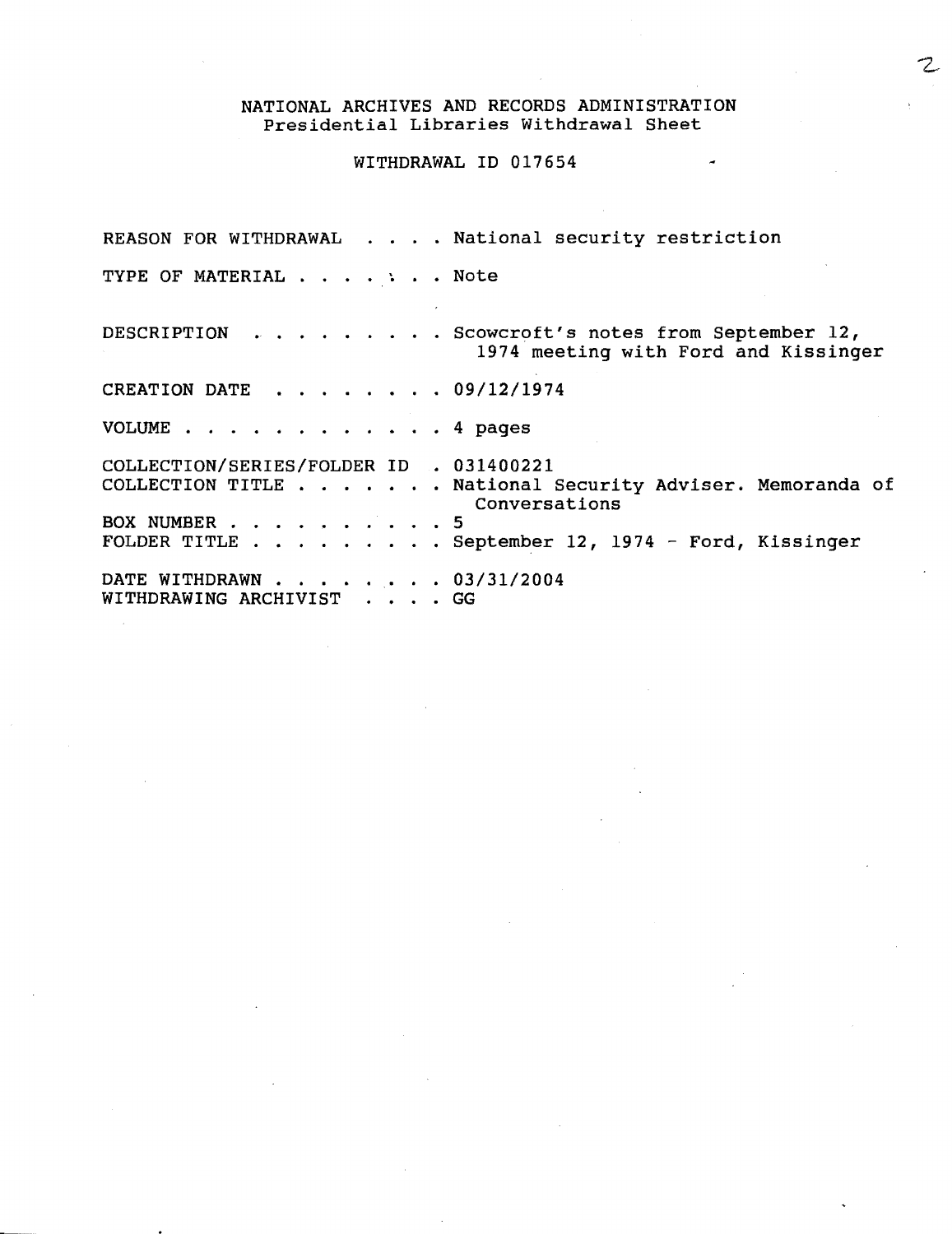NATIONAL ARCHIVES AND RECORDS ADMINISTRATION
Presidential Libraries Withdrawal Sheet

WITHDRAWAL ID 017654

REASON FOR WITHDRAWAL . . . . National security restriction

TYPE OF MATERIAL . . . . . . . Note

DESCRIPTION . . . . . . . . . Scowcroft's notes from September 12, 1974 meeting with Ford and Kissinger

CREATION DATE . . . . . . . . 09/12/1974

VOLUME . . . . . . . . . . . . 4 pages

COLLECTION/SERIES/FOLDER ID . 031400221
COLLECTION TITLE . . . . . . . National Security Adviser. Memoranda of Conversations
BOX NUMBER . . . . . . . . . . 5
FOLDER TITLE . . . . . . . . . September 12, 1974 - Ford, Kissinger

DATE WITHDRAWN . . . . . . . . 03/31/2004
WITHDRAWING ARCHIVIST . . . . GG